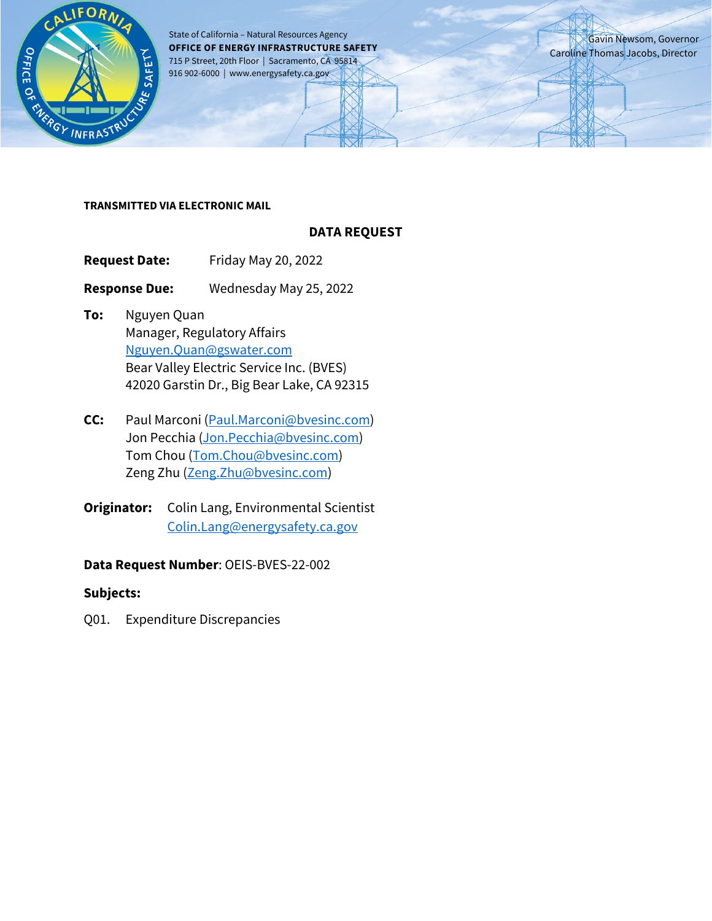State of California – Natural Resources Agency
**OFFICE OF ENERGY INFRASTRUCTURE SAFETY**
715 P Street, 20th Floor | Sacramento, CA 95814
916 902-6000 | www.energysafety.ca.gov

Gavin Newsom, Governor
Caroline Thomas Jacobs, Director

**TRANSMITTED VIA ELECTRONIC MAIL**

## DATA REQUEST

**Request Date:** Friday May 20, 2022

**Response Due:** Wednesday May 25, 2022

**To:** Nguyen Quan
Manager, Regulatory Affairs
Nguyen.Quan@gswater.com
Bear Valley Electric Service Inc. (BVES)
42020 Garstin Dr., Big Bear Lake, CA 92315

**CC:** Paul Marconi (Paul.Marconi@bvesinc.com)
Jon Pecchia (Jon.Pecchia@bvesinc.com)
Tom Chou (Tom.Chou@bvesinc.com)
Zeng Zhu (Zeng.Zhu@bvesinc.com)

**Originator:** Colin Lang, Environmental Scientist
Colin.Lang@energysafety.ca.gov

**Data Request Number**: OEIS-BVES-22-002

**Subjects:**

Q01. Expenditure Discrepancies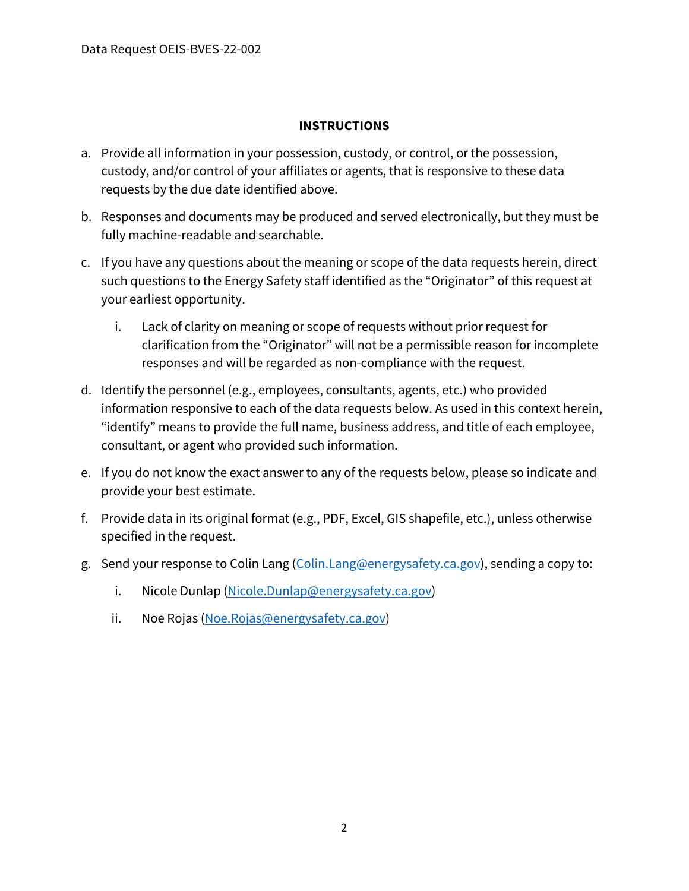## INSTRUCTIONS

a. Provide all information in your possession, custody, or control, or the possession, custody, and/or control of your affiliates or agents, that is responsive to these data requests by the due date identified above.

b. Responses and documents may be produced and served electronically, but they must be fully machine-readable and searchable.

c. If you have any questions about the meaning or scope of the data requests herein, direct such questions to the Energy Safety staff identified as the "Originator" of this request at your earliest opportunity.

   i. Lack of clarity on meaning or scope of requests without prior request for clarification from the "Originator" will not be a permissible reason for incomplete responses and will be regarded as non-compliance with the request.

d. Identify the personnel (e.g., employees, consultants, agents, etc.) who provided information responsive to each of the data requests below. As used in this context herein, "identify" means to provide the full name, business address, and title of each employee, consultant, or agent who provided such information.

e. If you do not know the exact answer to any of the requests below, please so indicate and provide your best estimate.

f. Provide data in its original format (e.g., PDF, Excel, GIS shapefile, etc.), unless otherwise specified in the request.

g. Send your response to Colin Lang (Colin.Lang@energysafety.ca.gov), sending a copy to:

   i. Nicole Dunlap (Nicole.Dunlap@energysafety.ca.gov)

   ii. Noe Rojas (Noe.Rojas@energysafety.ca.gov)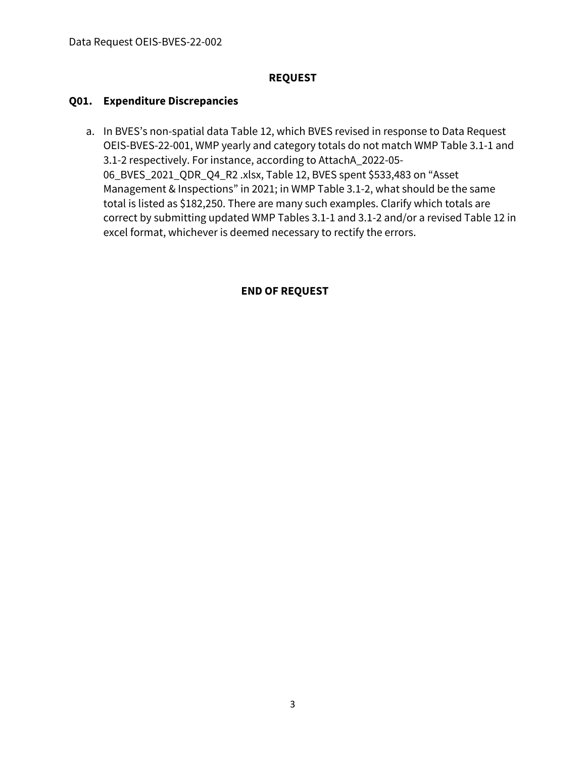## REQUEST

### Q01. Expenditure Discrepancies

a. In BVES's non-spatial data Table 12, which BVES revised in response to Data Request OEIS-BVES-22-001, WMP yearly and category totals do not match WMP Table 3.1-1 and 3.1-2 respectively. For instance, according to AttachA_2022-05-06_BVES_2021_QDR_Q4_R2 .xlsx, Table 12, BVES spent $533,483 on "Asset Management & Inspections" in 2021; in WMP Table 3.1-2, what should be the same total is listed as $182,250. There are many such examples. Clarify which totals are correct by submitting updated WMP Tables 3.1-1 and 3.1-2 and/or a revised Table 12 in excel format, whichever is deemed necessary to rectify the errors.

## END OF REQUEST